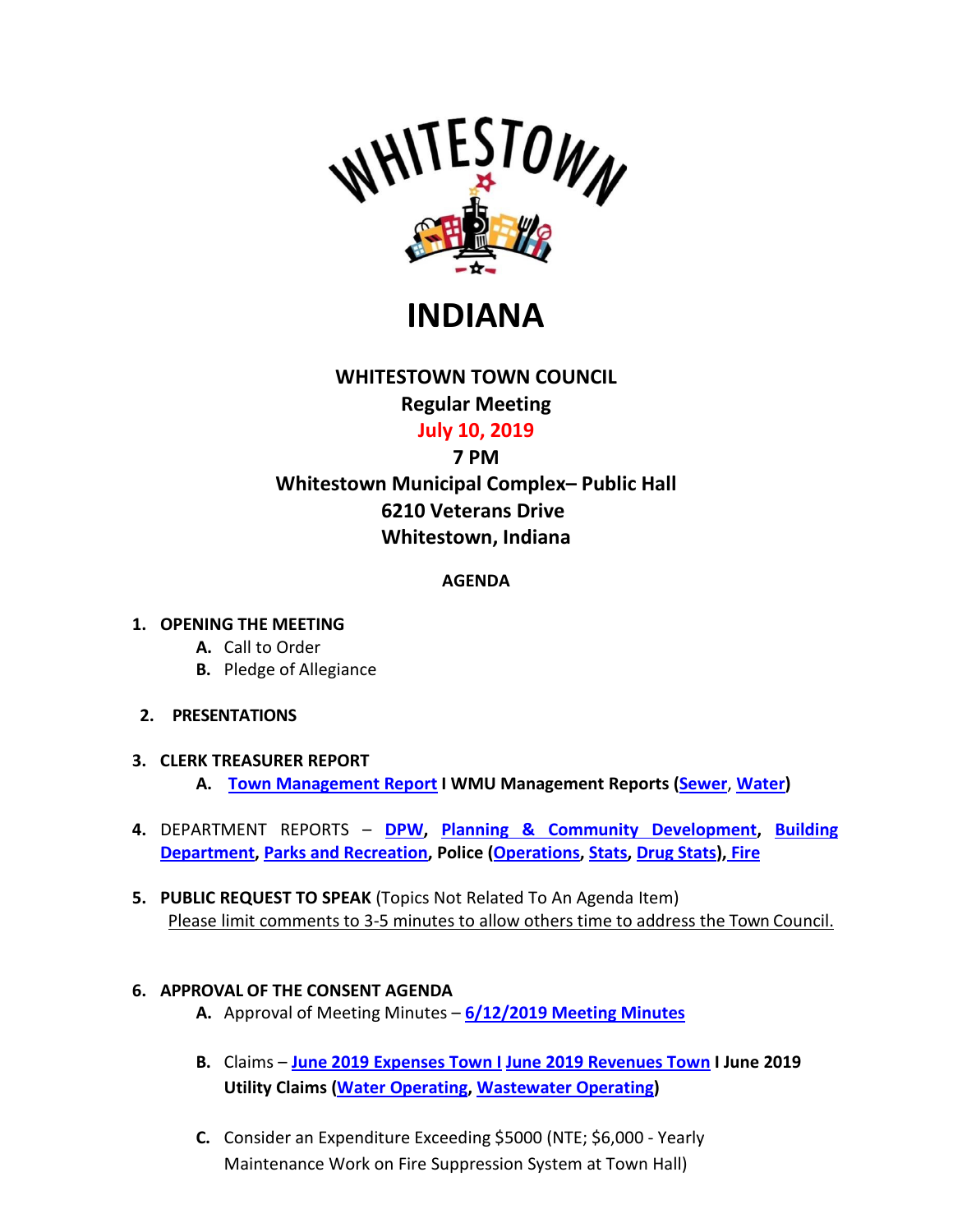WHITESTOWN

# INDIANA

## WHITESTOWN TOWN COUNCIL

**Regular Meeting**

**July 10, 2019**

**7 PM**

**Whitestown Municipal Complex– Public Hall**

**6210 Veterans Drive**

**Whitestown, Indiana**

**AGENDA**

1. **OPENING THE MEETING**
   - **A.** Call to Order
   - **B.** Pledge of Allegiance

2. **PRESENTATIONS**

3. **CLERK TREASURER REPORT**
   - **A.** **Town Management Report I WMU Management Reports (Sewer, Water)**

4. DEPARTMENT REPORTS – **DPW**, **Planning & Community Development**, **Building Department**, **Parks and Recreation**, **Police (Operations, Stats, Drug Stats), Fire**

5. **PUBLIC REQUEST TO SPEAK** (Topics Not Related To An Agenda Item)
   Please limit comments to 3-5 minutes to allow others time to address the Town Council.

6. **APPROVAL OF THE CONSENT AGENDA**
   - **A.** Approval of Meeting Minutes – **6/12/2019 Meeting Minutes**
   - **B.** Claims – **June 2019 Expenses Town I June 2019 Revenues Town I June 2019 Utility Claims (Water Operating, Wastewater Operating)**
   - **C.** Consider an Expenditure Exceeding $5000 (NTE; $6,000 - Yearly Maintenance Work on Fire Suppression System at Town Hall)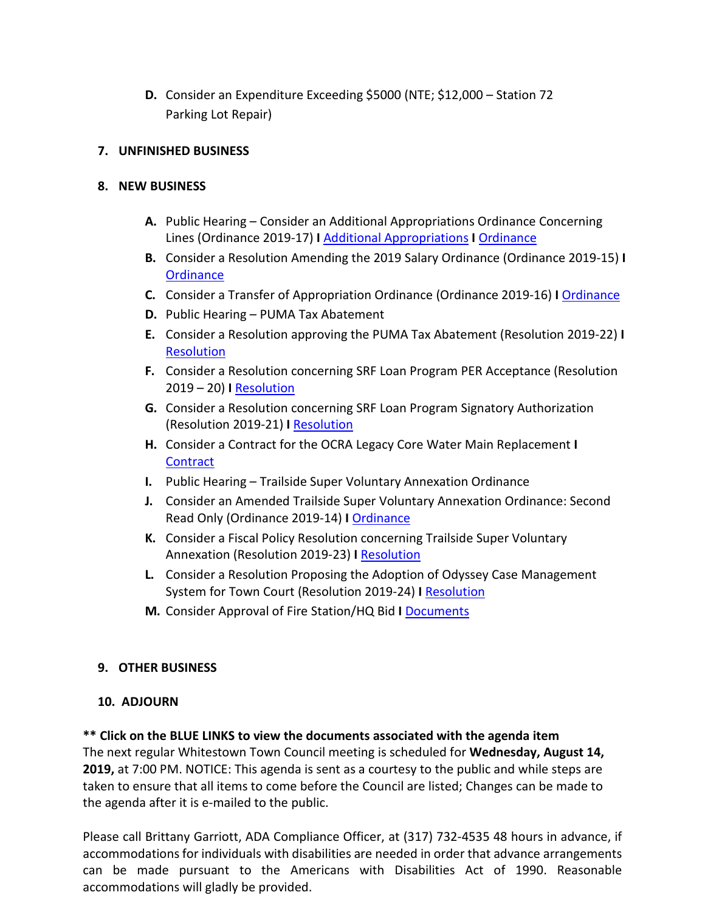**D.** Consider an Expenditure Exceeding $5000 (NTE; $12,000 – Station 72 Parking Lot Repair)

**7. UNFINISHED BUSINESS**

**8. NEW BUSINESS**

**A.** Public Hearing – Consider an Additional Appropriations Ordinance Concerning Lines (Ordinance 2019-17) **I** Additional Appropriations **I** Ordinance

**B.** Consider a Resolution Amending the 2019 Salary Ordinance (Ordinance 2019-15) **I** Ordinance

**C.** Consider a Transfer of Appropriation Ordinance (Ordinance 2019-16) **I** Ordinance

**D.** Public Hearing – PUMA Tax Abatement

**E.** Consider a Resolution approving the PUMA Tax Abatement (Resolution 2019-22) **I** Resolution

**F.** Consider a Resolution concerning SRF Loan Program PER Acceptance (Resolution 2019 – 20) **I** Resolution

**G.** Consider a Resolution concerning SRF Loan Program Signatory Authorization (Resolution 2019-21) **I** Resolution

**H.** Consider a Contract for the OCRA Legacy Core Water Main Replacement **I** Contract

**I.** Public Hearing – Trailside Super Voluntary Annexation Ordinance

**J.** Consider an Amended Trailside Super Voluntary Annexation Ordinance: Second Read Only (Ordinance 2019-14) **I** Ordinance

**K.** Consider a Fiscal Policy Resolution concerning Trailside Super Voluntary Annexation (Resolution 2019-23) **I** Resolution

**L.** Consider a Resolution Proposing the Adoption of Odyssey Case Management System for Town Court (Resolution 2019-24) **I** Resolution

**M.** Consider Approval of Fire Station/HQ Bid **I** Documents

**9. OTHER BUSINESS**

**10. ADJOURN**

**** Click on the BLUE LINKS to view the documents associated with the agenda item**
The next regular Whitestown Town Council meeting is scheduled for **Wednesday, August 14, 2019,** at 7:00 PM. NOTICE: This agenda is sent as a courtesy to the public and while steps are taken to ensure that all items to come before the Council are listed; Changes can be made to the agenda after it is e-mailed to the public.

Please call Brittany Garriott, ADA Compliance Officer, at (317) 732-4535 48 hours in advance, if accommodations for individuals with disabilities are needed in order that advance arrangements can be made pursuant to the Americans with Disabilities Act of 1990. Reasonable accommodations will gladly be provided.